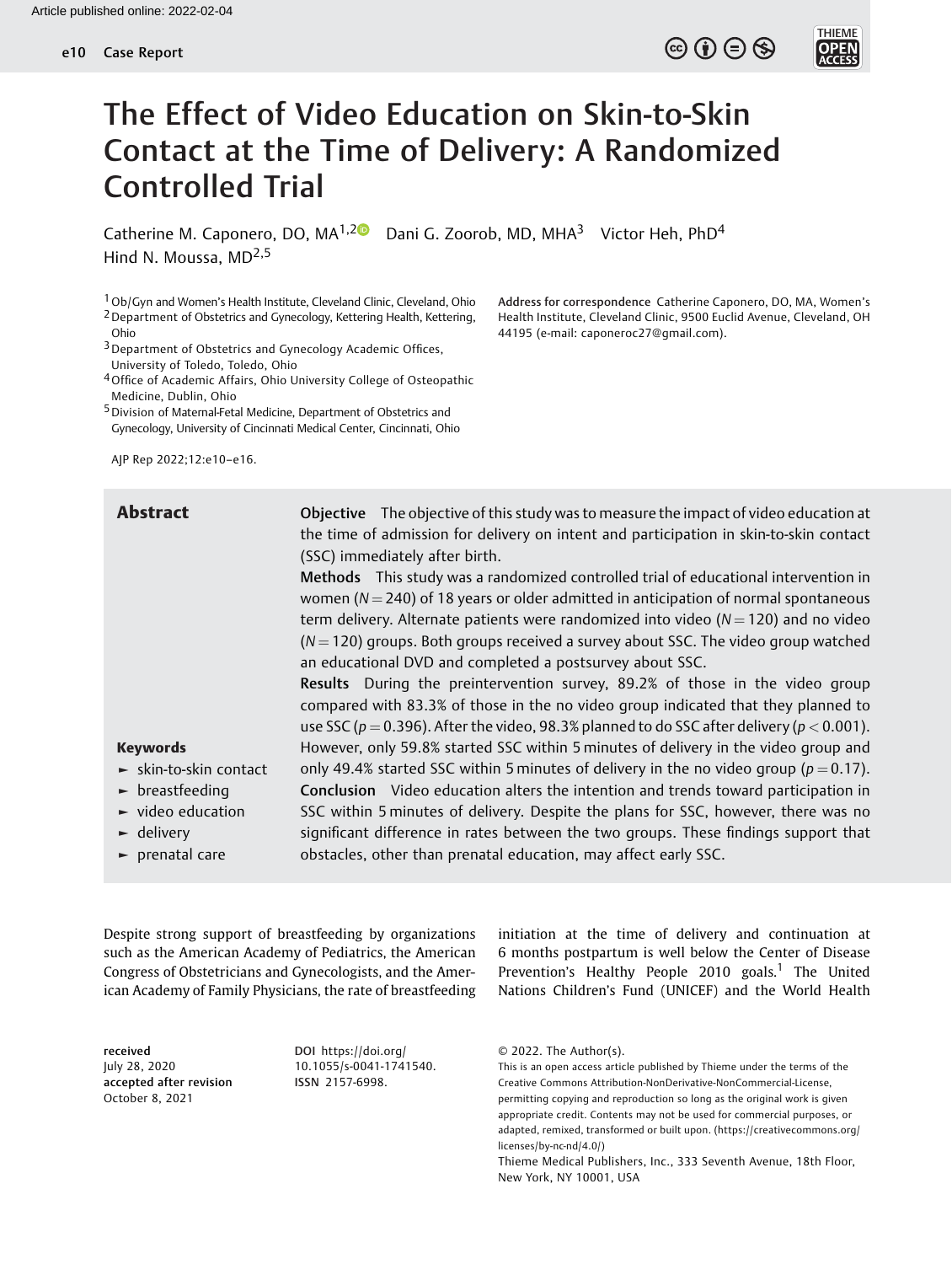# The Effect of Video Education on Skin-to-Skin Contact at the Time of Delivery: A Randomized Controlled Trial

Catherine M. Caponero, DO, MA[1,2] Dani G. Zoorob, MD, MHA[3] Victor Heh, PhD[4] Hind N. Moussa, MD[2,5]

[1] Ob/Gyn and Women's Health Institute, Cleveland Clinic, Cleveland, Ohio
[2] Department of Obstetrics and Gynecology, Kettering Health, Kettering, Ohio
[3] Department of Obstetrics and Gynecology Academic Offices, University of Toledo, Toledo, Ohio
[4] Office of Academic Affairs, Ohio University College of Osteopathic Medicine, Dublin, Ohio
[5] Division of Maternal-Fetal Medicine, Department of Obstetrics and Gynecology, University of Cincinnati Medical Center, Cincinnati, Ohio

**Address for correspondence** Catherine Caponero, DO, MA, Women's Health Institute, Cleveland Clinic, 9500 Euclid Avenue, Cleveland, OH 44195 (e-mail: caponeroc27@gmail.com).

AJP Rep 2022;12:e10–e16.

## Abstract

**Objective** The objective of this study was to measure the impact of video education at the time of admission for delivery on intent and participation in skin-to-skin contact (SSC) immediately after birth.

**Methods** This study was a randomized controlled trial of educational intervention in women ($N = 240$) of 18 years or older admitted in anticipation of normal spontaneous term delivery. Alternate patients were randomized into video ($N = 120$) and no video ($N = 120$) groups. Both groups received a survey about SSC. The video group watched an educational DVD and completed a postsurvey about SSC.

**Results** During the preintervention survey, 89.2% of those in the video group compared with 83.3% of those in the no video group indicated that they planned to use SSC ($p = 0.396$). After the video, 98.3% planned to do SSC after delivery ($p < 0.001$). However, only 59.8% started SSC within 5 minutes of delivery in the video group and only 49.4% started SSC within 5 minutes of delivery in the no video group ($p = 0.17$).

**Conclusion** Video education alters the intention and trends toward participation in SSC within 5 minutes of delivery. Despite the plans for SSC, however, there was no significant difference in rates between the two groups. These findings support that obstacles, other than prenatal education, may affect early SSC.

**Keywords**

- skin-to-skin contact
- breastfeeding
- video education
- delivery
- prenatal care

Despite strong support of breastfeeding by organizations such as the American Academy of Pediatrics, the American Congress of Obstetricians and Gynecologists, and the American Academy of Family Physicians, the rate of breastfeeding initiation at the time of delivery and continuation at 6 months postpartum is well below the Center of Disease Prevention's Healthy People 2010 goals.[1] The United Nations Children's Fund (UNICEF) and the World Health

received July 28, 2020
accepted after revision October 8, 2021

DOI https://doi.org/10.1055/s-0041-1741540.
ISSN 2157-6998.

© 2022. The Author(s).
This is an open access article published by Thieme under the terms of the Creative Commons Attribution-NonDerivative-NonCommercial-License, permitting copying and reproduction so long as the original work is given appropriate credit. Contents may not be used for commercial purposes, or adapted, remixed, transformed or built upon. (https://creativecommons.org/licenses/by-nc-nd/4.0/)
Thieme Medical Publishers, Inc., 333 Seventh Avenue, 18th Floor, New York, NY 10001, USA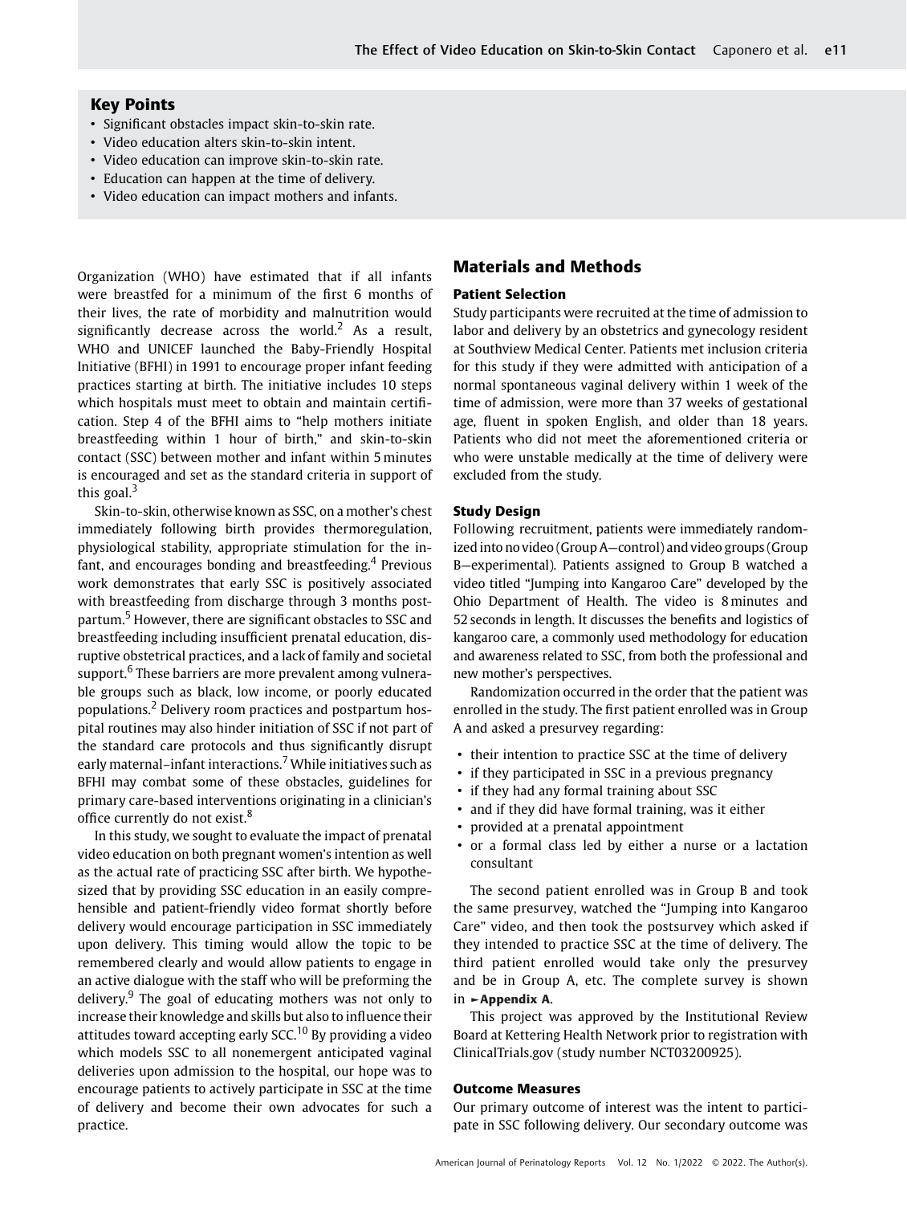## Key Points

- Significant obstacles impact skin-to-skin rate.
- Video education alters skin-to-skin intent.
- Video education can improve skin-to-skin rate.
- Education can happen at the time of delivery.
- Video education can impact mothers and infants.

Organization (WHO) have estimated that if all infants were breastfed for a minimum of the first 6 months of their lives, the rate of morbidity and malnutrition would significantly decrease across the world.[2] As a result, WHO and UNICEF launched the Baby-Friendly Hospital Initiative (BFHI) in 1991 to encourage proper infant feeding practices starting at birth. The initiative includes 10 steps which hospitals must meet to obtain and maintain certification. Step 4 of the BFHI aims to "help mothers initiate breastfeeding within 1 hour of birth," and skin-to-skin contact (SSC) between mother and infant within 5 minutes is encouraged and set as the standard criteria in support of this goal.[3]

Skin-to-skin, otherwise known as SSC, on a mother's chest immediately following birth provides thermoregulation, physiological stability, appropriate stimulation for the infant, and encourages bonding and breastfeeding.[4] Previous work demonstrates that early SSC is positively associated with breastfeeding from discharge through 3 months postpartum.[5] However, there are significant obstacles to SSC and breastfeeding including insufficient prenatal education, disruptive obstetrical practices, and a lack of family and societal support.[6] These barriers are more prevalent among vulnerable groups such as black, low income, or poorly educated populations.[2] Delivery room practices and postpartum hospital routines may also hinder initiation of SSC if not part of the standard care protocols and thus significantly disrupt early maternal–infant interactions.[7] While initiatives such as BFHI may combat some of these obstacles, guidelines for primary care-based interventions originating in a clinician's office currently do not exist.[8]

In this study, we sought to evaluate the impact of prenatal video education on both pregnant women's intention as well as the actual rate of practicing SSC after birth. We hypothesized that by providing SSC education in an easily comprehensible and patient-friendly video format shortly before delivery would encourage participation in SSC immediately upon delivery. This timing would allow the topic to be remembered clearly and would allow patients to engage in an active dialogue with the staff who will be preforming the delivery.[9] The goal of educating mothers was not only to increase their knowledge and skills but also to influence their attitudes toward accepting early SCC.[10] By providing a video which models SSC to all nonemergent anticipated vaginal deliveries upon admission to the hospital, our hope was to encourage patients to actively participate in SSC at the time of delivery and become their own advocates for such a practice.

## Materials and Methods

### Patient Selection

Study participants were recruited at the time of admission to labor and delivery by an obstetrics and gynecology resident at Southview Medical Center. Patients met inclusion criteria for this study if they were admitted with anticipation of a normal spontaneous vaginal delivery within 1 week of the time of admission, were more than 37 weeks of gestational age, fluent in spoken English, and older than 18 years. Patients who did not meet the aforementioned criteria or who were unstable medically at the time of delivery were excluded from the study.

### Study Design

Following recruitment, patients were immediately randomized into no video (Group A—control) and video groups (Group B—experimental). Patients assigned to Group B watched a video titled "Jumping into Kangaroo Care" developed by the Ohio Department of Health. The video is 8 minutes and 52 seconds in length. It discusses the benefits and logistics of kangaroo care, a commonly used methodology for education and awareness related to SSC, from both the professional and new mother's perspectives.

Randomization occurred in the order that the patient was enrolled in the study. The first patient enrolled was in Group A and asked a presurvey regarding:

- their intention to practice SSC at the time of delivery
- if they participated in SSC in a previous pregnancy
- if they had any formal training about SSC
- and if they did have formal training, was it either
- provided at a prenatal appointment
- or a formal class led by either a nurse or a lactation consultant

The second patient enrolled was in Group B and took the same presurvey, watched the "Jumping into Kangaroo Care" video, and then took the postsurvey which asked if they intended to practice SSC at the time of delivery. The third patient enrolled would take only the presurvey and be in Group A, etc. The complete survey is shown in ►Appendix A.

This project was approved by the Institutional Review Board at Kettering Health Network prior to registration with ClinicalTrials.gov (study number NCT03200925).

### Outcome Measures

Our primary outcome of interest was the intent to participate in SSC following delivery. Our secondary outcome was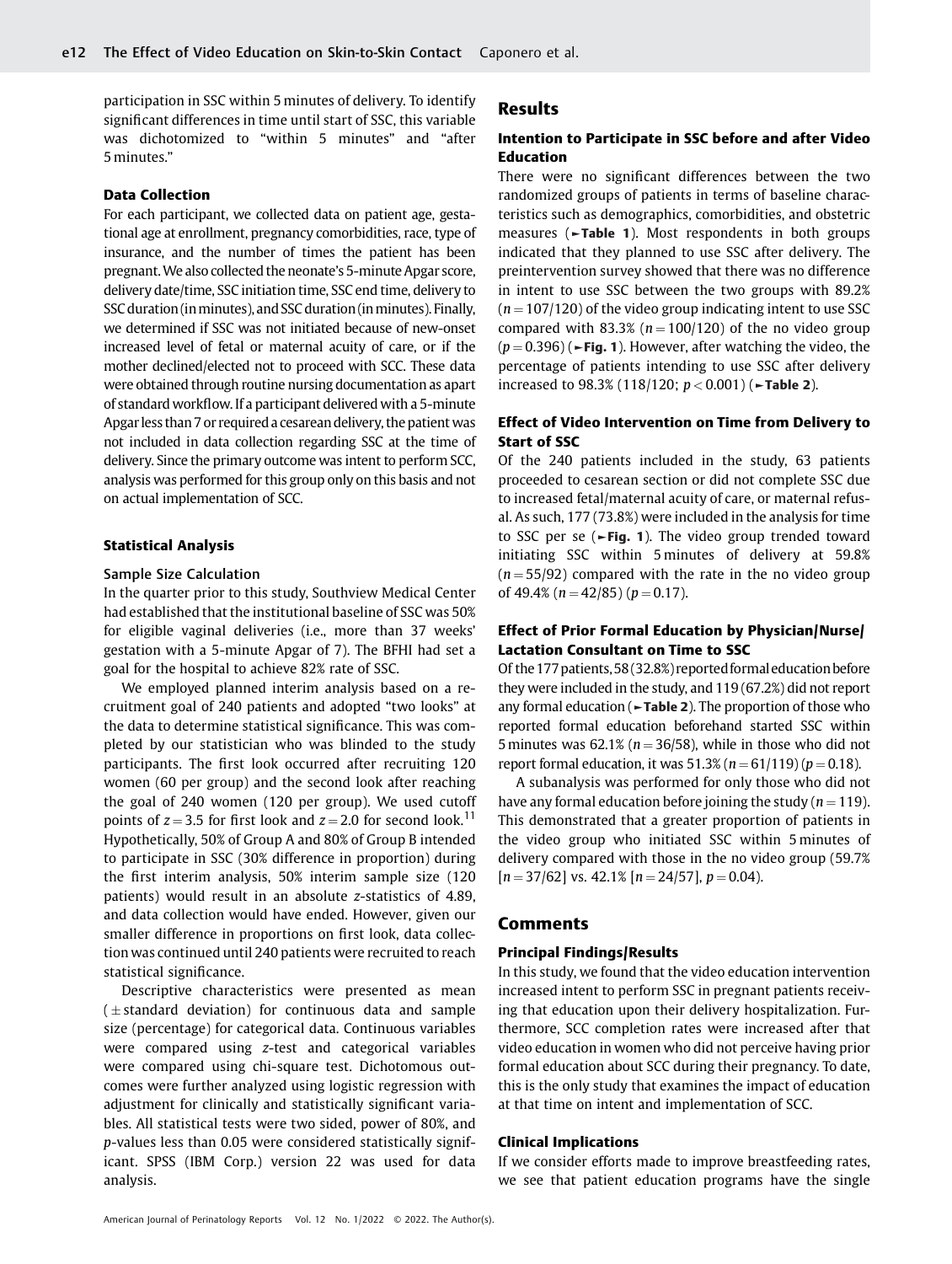participation in SSC within 5 minutes of delivery. To identify significant differences in time until start of SSC, this variable was dichotomized to "within 5 minutes" and "after 5 minutes."

### Data Collection

For each participant, we collected data on patient age, gestational age at enrollment, pregnancy comorbidities, race, type of insurance, and the number of times the patient has been pregnant. We also collected the neonate's 5-minute Apgar score, delivery date/time, SSC initiation time, SSC end time, delivery to SSC duration (in minutes), and SSC duration (in minutes). Finally, we determined if SSC was not initiated because of new-onset increased level of fetal or maternal acuity of care, or if the mother declined/elected not to proceed with SCC. These data were obtained through routine nursing documentation as apart of standard workflow. If a participant delivered with a 5-minute Apgar less than 7 or required a cesarean delivery, the patient was not included in data collection regarding SSC at the time of delivery. Since the primary outcome was intent to perform SCC, analysis was performed for this group only on this basis and not on actual implementation of SCC.

### Statistical Analysis

#### Sample Size Calculation

In the quarter prior to this study, Southview Medical Center had established that the institutional baseline of SSC was 50% for eligible vaginal deliveries (i.e., more than 37 weeks' gestation with a 5-minute Apgar of 7). The BFHI had set a goal for the hospital to achieve 82% rate of SSC.

We employed planned interim analysis based on a recruitment goal of 240 patients and adopted "two looks" at the data to determine statistical significance. This was completed by our statistician who was blinded to the study participants. The first look occurred after recruiting 120 women (60 per group) and the second look after reaching the goal of 240 women (120 per group). We used cutoff points of $z = 3.5$ for first look and $z = 2.0$ for second look.[11] Hypothetically, 50% of Group A and 80% of Group B intended to participate in SSC (30% difference in proportion) during the first interim analysis, 50% interim sample size (120 patients) would result in an absolute z-statistics of 4.89, and data collection would have ended. However, given our smaller difference in proportions on first look, data collection was continued until 240 patients were recruited to reach statistical significance.

Descriptive characteristics were presented as mean ($\pm$standard deviation) for continuous data and sample size (percentage) for categorical data. Continuous variables were compared using z-test and categorical variables were compared using chi-square test. Dichotomous outcomes were further analyzed using logistic regression with adjustment for clinically and statistically significant variables. All statistical tests were two sided, power of 80%, and p-values less than 0.05 were considered statistically significant. SPSS (IBM Corp.) version 22 was used for data analysis.

## Results

### Intention to Participate in SSC before and after Video Education

There were no significant differences between the two randomized groups of patients in terms of baseline characteristics such as demographics, comorbidities, and obstetric measures (►**Table 1**). Most respondents in both groups indicated that they planned to use SSC after delivery. The preintervention survey showed that there was no difference in intent to use SSC between the two groups with 89.2% ($n = 107/120$) of the video group indicating intent to use SSC compared with 83.3% ($n = 100/120$) of the no video group ($p = 0.396$) (►**Fig. 1**). However, after watching the video, the percentage of patients intending to use SSC after delivery increased to 98.3% (118/120; $p < 0.001$) (►**Table 2**).

### Effect of Video Intervention on Time from Delivery to Start of SSC

Of the 240 patients included in the study, 63 patients proceeded to cesarean section or did not complete SSC due to increased fetal/maternal acuity of care, or maternal refusal. As such, 177 (73.8%) were included in the analysis for time to SSC per se (►**Fig. 1**). The video group trended toward initiating SSC within 5 minutes of delivery at 59.8% ($n = 55/92$) compared with the rate in the no video group of 49.4% ($n = 42/85$) ($p = 0.17$).

### Effect of Prior Formal Education by Physician/Nurse/Lactation Consultant on Time to SSC

Of the 177 patients, 58 (32.8%) reported formal education before they were included in the study, and 119 (67.2%) did not report any formal education (►**Table 2**). The proportion of those who reported formal education beforehand started SSC within 5 minutes was 62.1% ($n = 36/58$), while in those who did not report formal education, it was 51.3% ($n = 61/119$) ($p = 0.18$).

A subanalysis was performed for only those who did not have any formal education before joining the study ($n = 119$). This demonstrated that a greater proportion of patients in the video group who initiated SSC within 5 minutes of delivery compared with those in the no video group (59.7% [$n = 37/62$] vs. 42.1% [$n = 24/57$], $p = 0.04$).

## Comments

### Principal Findings/Results

In this study, we found that the video education intervention increased intent to perform SSC in pregnant patients receiving that education upon their delivery hospitalization. Furthermore, SCC completion rates were increased after that video education in women who did not perceive having prior formal education about SCC during their pregnancy. To date, this is the only study that examines the impact of education at that time on intent and implementation of SCC.

### Clinical Implications

If we consider efforts made to improve breastfeeding rates, we see that patient education programs have the single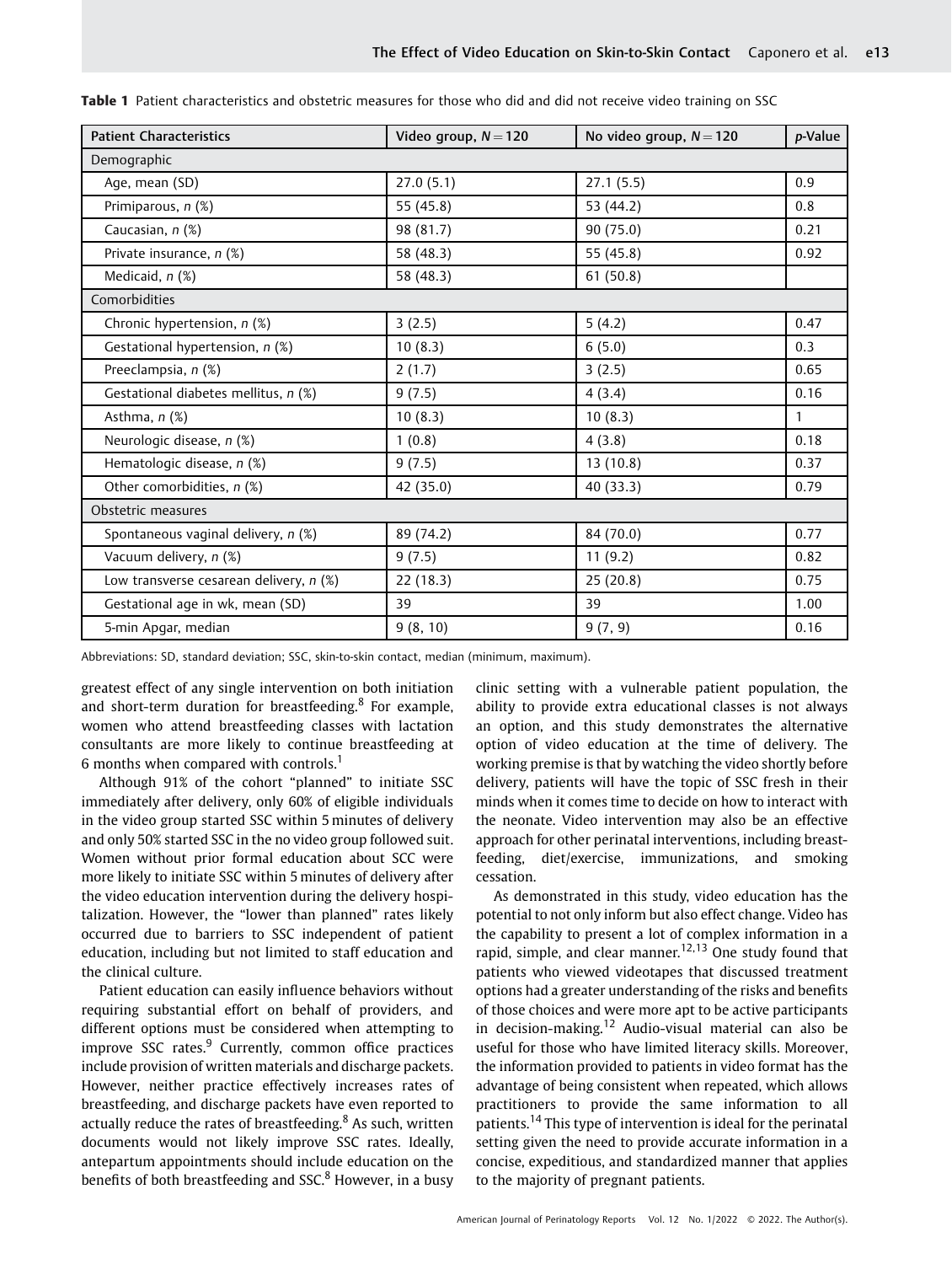**Table 1** Patient characteristics and obstetric measures for those who did and did not receive video training on SSC

| Patient Characteristics | Video group, $N = 120$ | No video group, $N = 120$ | *p*-Value |
|---|---|---|---|
| Demographic | | | |
| Age, mean (SD) | 27.0 (5.1) | 27.1 (5.5) | 0.9 |
| Primiparous, *n* (%) | 55 (45.8) | 53 (44.2) | 0.8 |
| Caucasian, *n* (%) | 98 (81.7) | 90 (75.0) | 0.21 |
| Private insurance, *n* (%) | 58 (48.3) | 55 (45.8) | 0.92 |
| Medicaid, *n* (%) | 58 (48.3) | 61 (50.8) | |
| Comorbidities | | | |
| Chronic hypertension, *n* (%) | 3 (2.5) | 5 (4.2) | 0.47 |
| Gestational hypertension, *n* (%) | 10 (8.3) | 6 (5.0) | 0.3 |
| Preeclampsia, *n* (%) | 2 (1.7) | 3 (2.5) | 0.65 |
| Gestational diabetes mellitus, *n* (%) | 9 (7.5) | 4 (3.4) | 0.16 |
| Asthma, *n* (%) | 10 (8.3) | 10 (8.3) | 1 |
| Neurologic disease, *n* (%) | 1 (0.8) | 4 (3.8) | 0.18 |
| Hematologic disease, *n* (%) | 9 (7.5) | 13 (10.8) | 0.37 |
| Other comorbidities, *n* (%) | 42 (35.0) | 40 (33.3) | 0.79 |
| Obstetric measures | | | |
| Spontaneous vaginal delivery, *n* (%) | 89 (74.2) | 84 (70.0) | 0.77 |
| Vacuum delivery, *n* (%) | 9 (7.5) | 11 (9.2) | 0.82 |
| Low transverse cesarean delivery, *n* (%) | 22 (18.3) | 25 (20.8) | 0.75 |
| Gestational age in wk, mean (SD) | 39 | 39 | 1.00 |
| 5-min Apgar, median | 9 (8, 10) | 9 (7, 9) | 0.16 |

Abbreviations: SD, standard deviation; SSC, skin-to-skin contact, median (minimum, maximum).

greatest effect of any single intervention on both initiation and short-term duration for breastfeeding.[8] For example, women who attend breastfeeding classes with lactation consultants are more likely to continue breastfeeding at 6 months when compared with controls.[1]

Although 91% of the cohort "planned" to initiate SSC immediately after delivery, only 60% of eligible individuals in the video group started SSC within 5 minutes of delivery and only 50% started SSC in the no video group followed suit. Women without prior formal education about SCC were more likely to initiate SSC within 5 minutes of delivery after the video education intervention during the delivery hospitalization. However, the "lower than planned" rates likely occurred due to barriers to SSC independent of patient education, including but not limited to staff education and the clinical culture.

Patient education can easily influence behaviors without requiring substantial effort on behalf of providers, and different options must be considered when attempting to improve SSC rates.[9] Currently, common office practices include provision of written materials and discharge packets. However, neither practice effectively increases rates of breastfeeding, and discharge packets have even reported to actually reduce the rates of breastfeeding.[8] As such, written documents would not likely improve SSC rates. Ideally, antepartum appointments should include education on the benefits of both breastfeeding and SSC.[8] However, in a busy clinic setting with a vulnerable patient population, the ability to provide extra educational classes is not always an option, and this study demonstrates the alternative option of video education at the time of delivery. The working premise is that by watching the video shortly before delivery, patients will have the topic of SSC fresh in their minds when it comes time to decide on how to interact with the neonate. Video intervention may also be an effective approach for other perinatal interventions, including breastfeeding, diet/exercise, immunizations, and smoking cessation.

As demonstrated in this study, video education has the potential to not only inform but also effect change. Video has the capability to present a lot of complex information in a rapid, simple, and clear manner.[12,13] One study found that patients who viewed videotapes that discussed treatment options had a greater understanding of the risks and benefits of those choices and were more apt to be active participants in decision-making.[12] Audio-visual material can also be useful for those who have limited literacy skills. Moreover, the information provided to patients in video format has the advantage of being consistent when repeated, which allows practitioners to provide the same information to all patients.[14] This type of intervention is ideal for the perinatal setting given the need to provide accurate information in a concise, expeditious, and standardized manner that applies to the majority of pregnant patients.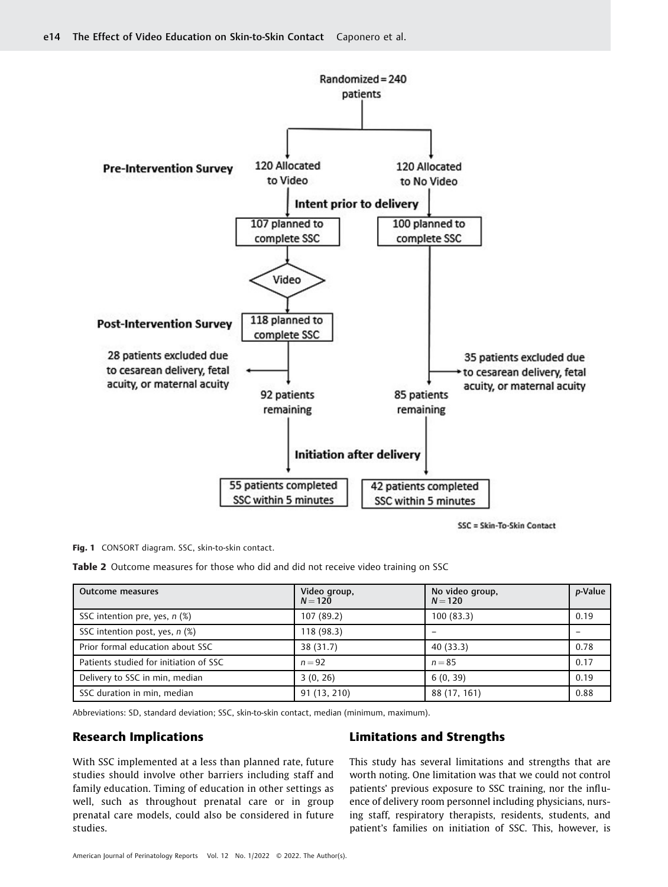Randomized = 240 patients

**Pre-Intervention Survey**

120 Allocated to Video | 120 Allocated to No Video

**Intent prior to delivery**

107 planned to complete SSC | 100 planned to complete SSC

Video

**Post-Intervention Survey**

118 planned to complete SSC

28 patients excluded due to cesarean delivery, fetal acuity, or maternal acuity | 35 patients excluded due to cesarean delivery, fetal acuity, or maternal acuity

92 patients remaining | 85 patients remaining

**Initiation after delivery**

55 patients completed SSC within 5 minutes | 42 patients completed SSC within 5 minutes

SSC = Skin-To-Skin Contact

**Fig. 1** CONSORT diagram. SSC, skin-to-skin contact.

**Table 2** Outcome measures for those who did and did not receive video training on SSC

| Outcome measures | Video group, $N = 120$ | No video group, $N = 120$ | *p*-Value |
|---|---|---|---|
| SSC intention pre, yes, *n* (%) | 107 (89.2) | 100 (83.3) | 0.19 |
| SSC intention post, yes, *n* (%) | 118 (98.3) | – | – |
| Prior formal education about SSC | 38 (31.7) | 40 (33.3) | 0.78 |
| Patients studied for initiation of SSC | $n = 92$ | $n = 85$ | 0.17 |
| Delivery to SSC in min, median | 3 (0, 26) | 6 (0, 39) | 0.19 |
| SSC duration in min, median | 91 (13, 210) | 88 (17, 161) | 0.88 |

Abbreviations: SD, standard deviation; SSC, skin-to-skin contact, median (minimum, maximum).

## Research Implications

With SSC implemented at a less than planned rate, future studies should involve other barriers including staff and family education. Timing of education in other settings as well, such as throughout prenatal care or in group prenatal care models, could also be considered in future studies.

## Limitations and Strengths

This study has several limitations and strengths that are worth noting. One limitation was that we could not control patients' previous exposure to SSC training, nor the influence of delivery room personnel including physicians, nursing staff, respiratory therapists, residents, students, and patient's families on initiation of SSC. This, however, is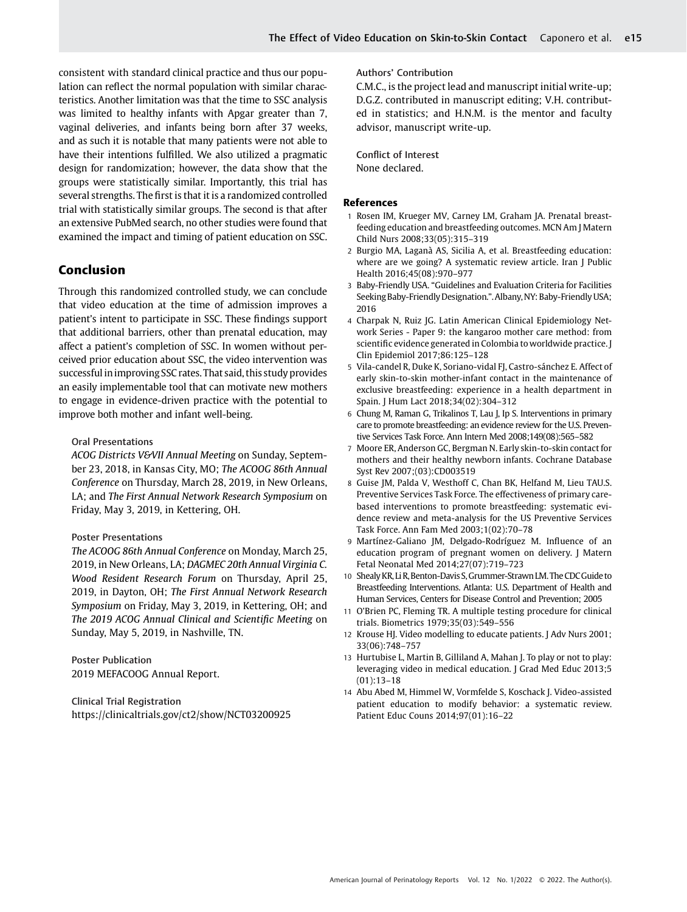consistent with standard clinical practice and thus our population can reflect the normal population with similar characteristics. Another limitation was that the time to SSC analysis was limited to healthy infants with Apgar greater than 7, vaginal deliveries, and infants being born after 37 weeks, and as such it is notable that many patients were not able to have their intentions fulfilled. We also utilized a pragmatic design for randomization; however, the data show that the groups were statistically similar. Importantly, this trial has several strengths. The first is that it is a randomized controlled trial with statistically similar groups. The second is that after an extensive PubMed search, no other studies were found that examined the impact and timing of patient education on SSC.

## Conclusion

Through this randomized controlled study, we can conclude that video education at the time of admission improves a patient's intent to participate in SSC. These findings support that additional barriers, other than prenatal education, may affect a patient's completion of SSC. In women without perceived prior education about SSC, the video intervention was successful in improving SSC rates. That said, this study provides an easily implementable tool that can motivate new mothers to engage in evidence-driven practice with the potential to improve both mother and infant well-being.

#### Oral Presentations

*ACOG Districts V&VII Annual Meeting* on Sunday, September 23, 2018, in Kansas City, MO; *The ACOOG 86th Annual Conference* on Thursday, March 28, 2019, in New Orleans, LA; and *The First Annual Network Research Symposium* on Friday, May 3, 2019, in Kettering, OH.

#### Poster Presentations

*The ACOOG 86th Annual Conference* on Monday, March 25, 2019, in New Orleans, LA; *DAGMEC 20th Annual Virginia C. Wood Resident Research Forum* on Thursday, April 25, 2019, in Dayton, OH; *The First Annual Network Research Symposium* on Friday, May 3, 2019, in Kettering, OH; and *The 2019 ACOG Annual Clinical and Scientific Meeting* on Sunday, May 5, 2019, in Nashville, TN.

#### Poster Publication

2019 MEFACOOG Annual Report.

#### Clinical Trial Registration

https://clinicaltrials.gov/ct2/show/NCT03200925

#### Authors' Contribution

C.M.C., is the project lead and manuscript initial write-up; D.G.Z. contributed in manuscript editing; V.H. contributed in statistics; and H.N.M. is the mentor and faculty advisor, manuscript write-up.

#### Conflict of Interest

None declared.

## References

1. Rosen IM, Krueger MV, Carney LM, Graham JA. Prenatal breastfeeding education and breastfeeding outcomes. MCN Am J Matern Child Nurs 2008;33(05):315–319
2. Burgio MA, Laganà AS, Sicilia A, et al. Breastfeeding education: where are we going? A systematic review article. Iran J Public Health 2016;45(08):970–977
3. Baby-Friendly USA. "Guidelines and Evaluation Criteria for Facilities Seeking Baby-Friendly Designation.". Albany, NY: Baby-Friendly USA; 2016
4. Charpak N, Ruiz JG. Latin American Clinical Epidemiology Network Series - Paper 9: the kangaroo mother care method: from scientific evidence generated in Colombia to worldwide practice. J Clin Epidemiol 2017;86:125–128
5. Vila-candel R, Duke K, Soriano-vidal FJ, Castro-sánchez E. Affect of early skin-to-skin mother-infant contact in the maintenance of exclusive breastfeeding: experience in a health department in Spain. J Hum Lact 2018;34(02):304–312
6. Chung M, Raman G, Trikalinos T, Lau J, Ip S. Interventions in primary care to promote breastfeeding: an evidence review for the U.S. Preventive Services Task Force. Ann Intern Med 2008;149(08):565–582
7. Moore ER, Anderson GC, Bergman N. Early skin-to-skin contact for mothers and their healthy newborn infants. Cochrane Database Syst Rev 2007;(03):CD003519
8. Guise JM, Palda V, Westhoff C, Chan BK, Helfand M, Lieu TAU.S. Preventive Services Task Force. The effectiveness of primary care-based interventions to promote breastfeeding: systematic evidence review and meta-analysis for the US Preventive Services Task Force. Ann Fam Med 2003;1(02):70–78
9. Martínez-Galiano JM, Delgado-Rodríguez M. Influence of an education program of pregnant women on delivery. J Matern Fetal Neonatal Med 2014;27(07):719–723
10. Shealy KR, Li R, Benton-Davis S, Grummer-Strawn LM. The CDC Guide to Breastfeeding Interventions. Atlanta: U.S. Department of Health and Human Services, Centers for Disease Control and Prevention; 2005
11. O'Brien PC, Fleming TR. A multiple testing procedure for clinical trials. Biometrics 1979;35(03):549–556
12. Krouse HJ. Video modelling to educate patients. J Adv Nurs 2001; 33(06):748–757
13. Hurtubise L, Martin B, Gilliland A, Mahan J. To play or not to play: leveraging video in medical education. J Grad Med Educ 2013;5(01):13–18
14. Abu Abed M, Himmel W, Vormfelde S, Koschack J. Video-assisted patient education to modify behavior: a systematic review. Patient Educ Couns 2014;97(01):16–22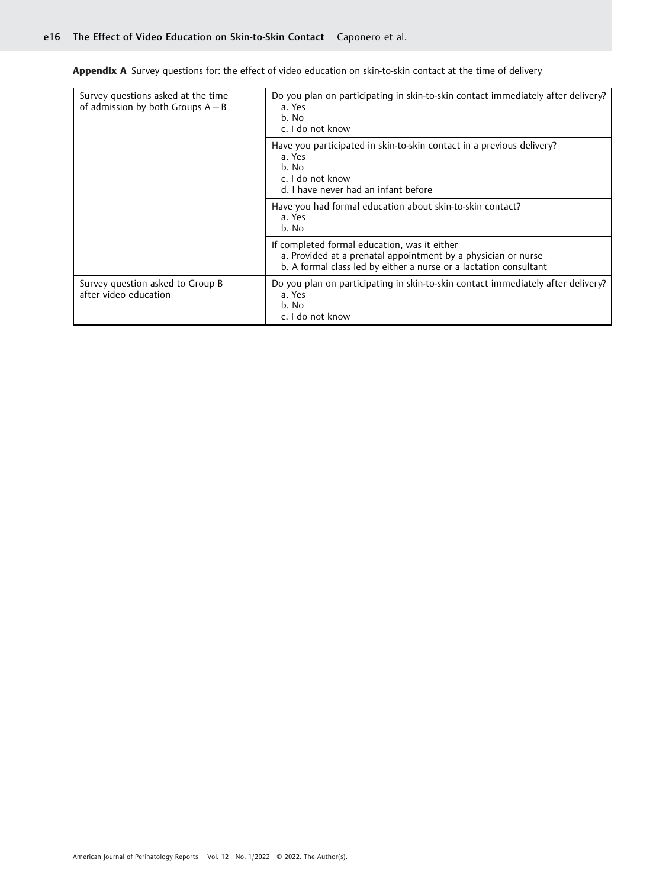**Appendix A** Survey questions for: the effect of video education on skin-to-skin contact at the time of delivery

| | |
|---|---|
| Survey questions asked at the time of admission by both Groups A + B | Do you plan on participating in skin-to-skin contact immediately after delivery?<br>a. Yes<br>b. No<br>c. I do not know |
| | Have you participated in skin-to-skin contact in a previous delivery?<br>a. Yes<br>b. No<br>c. I do not know<br>d. I have never had an infant before |
| | Have you had formal education about skin-to-skin contact?<br>a. Yes<br>b. No |
| | If completed formal education, was it either<br>a. Provided at a prenatal appointment by a physician or nurse<br>b. A formal class led by either a nurse or a lactation consultant |
| Survey question asked to Group B after video education | Do you plan on participating in skin-to-skin contact immediately after delivery?<br>a. Yes<br>b. No<br>c. I do not know |